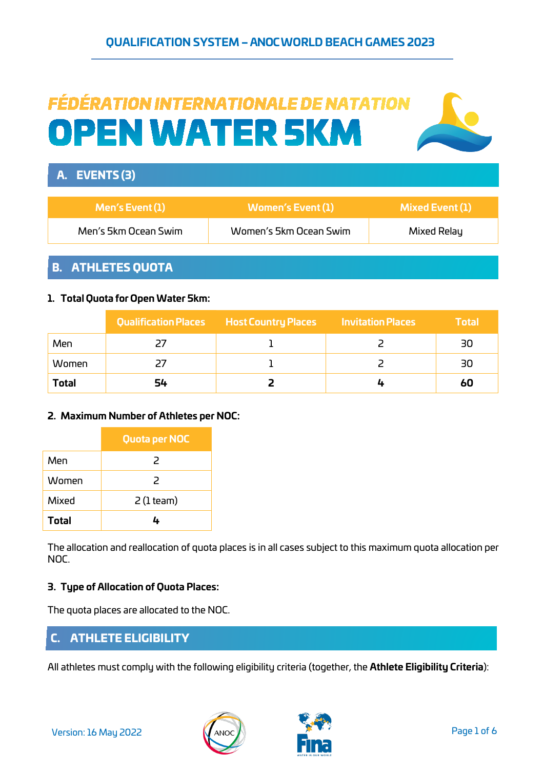# FÉDÉRATION INTERNATIONALE DE NATATION

# OPEN WATER 5KM

## A. EVENTS (3)

| Men's Event (1) | Women's Event (1) | Mixed Event (1) |
|---|---|---|
| Men's 5km Ocean Swim | Women's 5km Ocean Swim | Mixed Relay |

## B. ATHLETES QUOTA

### 1. Total Quota for Open Water 5km:

| | Qualification Places | Host Country Places | Invitation Places | Total |
|---|---|---|---|---|
| Men | 27 | 1 | 2 | 30 |
| Women | 27 | 1 | 2 | 30 |
| **Total** | **54** | **2** | **4** | **60** |

### 2. Maximum Number of Athletes per NOC:

| | Quota per NOC |
|---|---|
| Men | 2 |
| Women | 2 |
| Mixed | 2 (1 team) |
| **Total** | **4** |

The allocation and reallocation of quota places is in all cases subject to this maximum quota allocation per NOC.

### 3. Type of Allocation of Quota Places:

The quota places are allocated to the NOC.

## C. ATHLETE ELIGIBILITY

All athletes must comply with the following eligibility criteria (together, the **Athlete Eligibility Criteria**):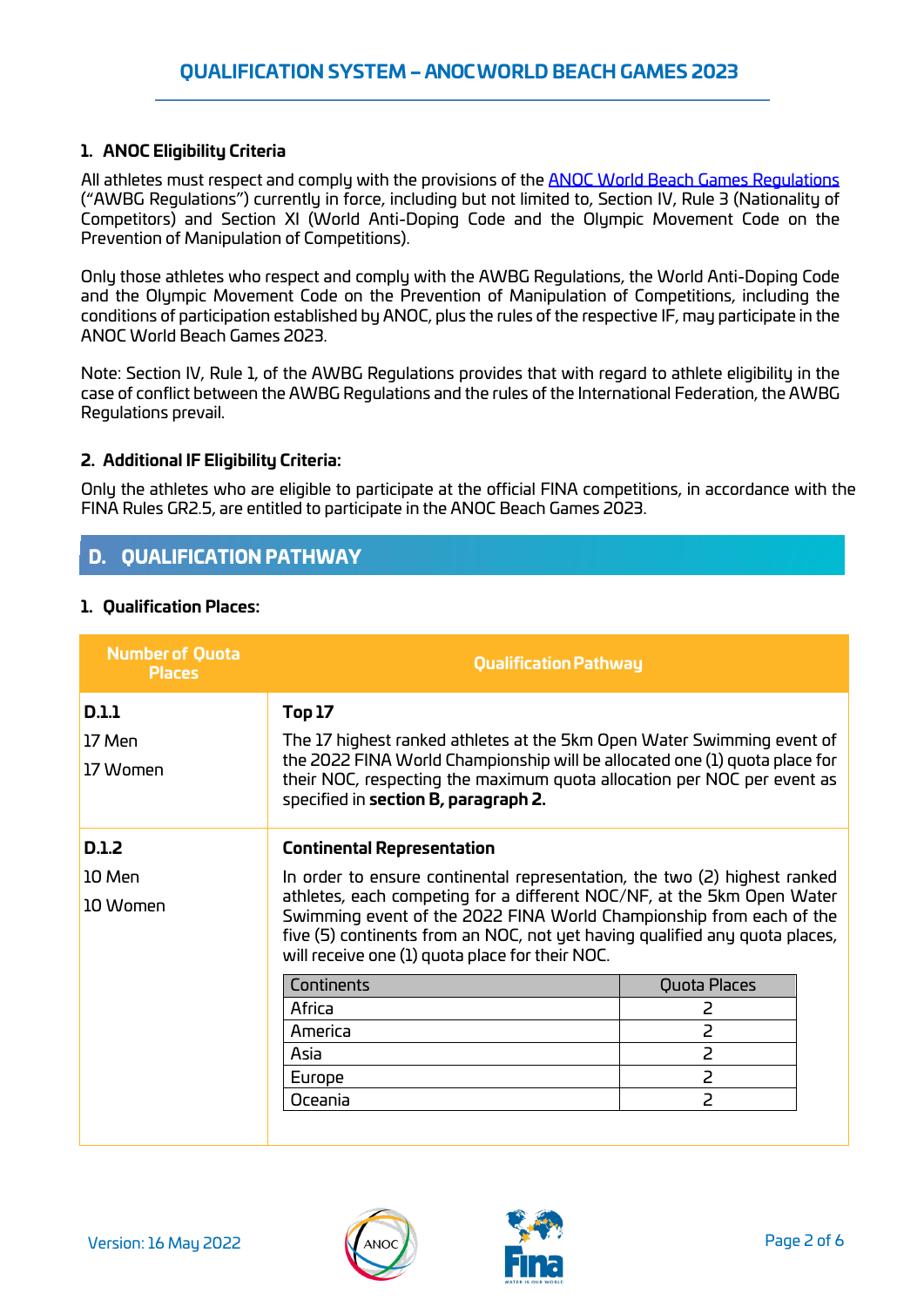### 1. ANOC Eligibility Criteria

All athletes must respect and comply with the provisions of the ANOC World Beach Games Regulations ("AWBG Regulations") currently in force, including but not limited to, Section IV, Rule 3 (Nationality of Competitors) and Section XI (World Anti-Doping Code and the Olympic Movement Code on the Prevention of Manipulation of Competitions).

Only those athletes who respect and comply with the AWBG Regulations, the World Anti-Doping Code and the Olympic Movement Code on the Prevention of Manipulation of Competitions, including the conditions of participation established by ANOC, plus the rules of the respective IF, may participate in the ANOC World Beach Games 2023.

Note: Section IV, Rule 1, of the AWBG Regulations provides that with regard to athlete eligibility in the case of conflict between the AWBG Regulations and the rules of the International Federation, the AWBG Regulations prevail.

### 2. Additional IF Eligibility Criteria:

Only the athletes who are eligible to participate at the official FINA competitions, in accordance with the FINA Rules GR2.5, are entitled to participate in the ANOC Beach Games 2023.

## D. QUALIFICATION PATHWAY

### 1. Qualification Places:

| Number of Quota Places | Qualification Pathway |
|---|---|
| **D.1.1**<br>17 Men<br>17 Women | **Top 17**<br>The 17 highest ranked athletes at the 5km Open Water Swimming event of the 2022 FINA World Championship will be allocated one (1) quota place for their NOC, respecting the maximum quota allocation per NOC per event as specified in **section B, paragraph 2.** |
| **D.1.2**<br>10 Men<br>10 Women | **Continental Representation**<br>In order to ensure continental representation, the two (2) highest ranked athletes, each competing for a different NOC/NF, at the 5km Open Water Swimming event of the 2022 FINA World Championship from each of the five (5) continents from an NOC, not yet having qualified any quota places, will receive one (1) quota place for their NOC. |

| Continents | Quota Places |
|---|---|
| Africa | 2 |
| America | 2 |
| Asia | 2 |
| Europe | 2 |
| Oceania | 2 |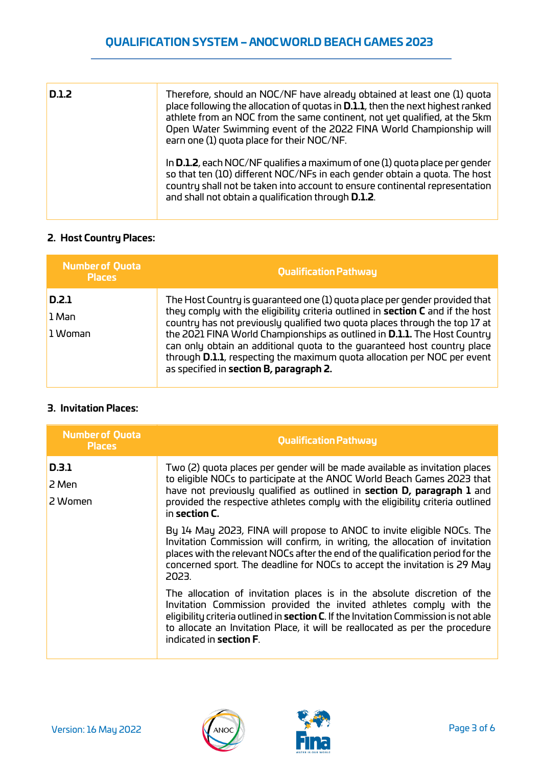| D.1.2 | Therefore, should an NOC/NF have already obtained at least one (1) quota place following the allocation of quotas in **D.1.1**, then the next highest ranked athlete from an NOC from the same continent, not yet qualified, at the 5km Open Water Swimming event of the 2022 FINA World Championship will earn one (1) quota place for their NOC/NF.<br><br>In **D.1.2**, each NOC/NF qualifies a maximum of one (1) quota place per gender so that ten (10) different NOC/NFs in each gender obtain a quota. The host country shall not be taken into account to ensure continental representation and shall not obtain a qualification through **D.1.2**. |
|---|---|

## 2. Host Country Places:

| Number of Quota Places | Qualification Pathway |
|---|---|
| **D.2.1**<br>1 Man<br>1 Woman | The Host Country is guaranteed one (1) quota place per gender provided that they comply with the eligibility criteria outlined in **section C** and if the host country has not previously qualified two quota places through the top 17 at the 2021 FINA World Championships as outlined in **D.1.1.** The Host Country can only obtain an additional quota to the guaranteed host country place through **D.1.1**, respecting the maximum quota allocation per NOC per event as specified in **section B, paragraph 2.** |

## 3. Invitation Places:

| Number of Quota Places | Qualification Pathway |
|---|---|
| **D.3.1**<br>2 Men<br>2 Women | Two (2) quota places per gender will be made available as invitation places to eligible NOCs to participate at the ANOC World Beach Games 2023 that have not previously qualified as outlined in **section D, paragraph 1** and provided the respective athletes comply with the eligibility criteria outlined in **section C.**<br><br>By 14 May 2023, FINA will propose to ANOC to invite eligible NOCs. The Invitation Commission will confirm, in writing, the allocation of invitation places with the relevant NOCs after the end of the qualification period for the concerned sport. The deadline for NOCs to accept the invitation is 29 May 2023.<br><br>The allocation of invitation places is in the absolute discretion of the Invitation Commission provided the invited athletes comply with the eligibility criteria outlined in **section C**. If the Invitation Commission is not able to allocate an Invitation Place, it will be reallocated as per the procedure indicated in **section F**. |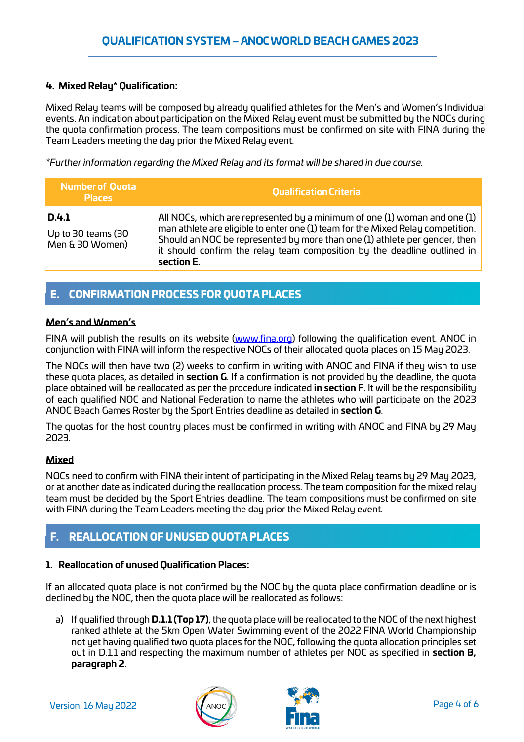### 4. Mixed Relay* Qualification:

Mixed Relay teams will be composed by already qualified athletes for the Men's and Women's Individual events. An indication about participation on the Mixed Relay event must be submitted by the NOCs during the quota confirmation process. The team compositions must be confirmed on site with FINA during the Team Leaders meeting the day prior the Mixed Relay event.

*\*Further information regarding the Mixed Relay and its format will be shared in due course.*

| Number of Quota Places | Qualification Criteria |
|---|---|
| **D.4.1**<br>Up to 30 teams (30 Men & 30 Women) | All NOCs, which are represented by a minimum of one (1) woman and one (1) man athlete are eligible to enter one (1) team for the Mixed Relay competition. Should an NOC be represented by more than one (1) athlete per gender, then it should confirm the relay team composition by the deadline outlined in **section E.** |

## E. CONFIRMATION PROCESS FOR QUOTA PLACES

**Men's and Women's**

FINA will publish the results on its website (www.fina.org) following the qualification event. ANOC in conjunction with FINA will inform the respective NOCs of their allocated quota places on 15 May 2023.

The NOCs will then have two (2) weeks to confirm in writing with ANOC and FINA if they wish to use these quota places, as detailed in **section G**. If a confirmation is not provided by the deadline, the quota place obtained will be reallocated as per the procedure indicated **in section F**. It will be the responsibility of each qualified NOC and National Federation to name the athletes who will participate on the 2023 ANOC Beach Games Roster by the Sport Entries deadline as detailed in **section G**.

The quotas for the host country places must be confirmed in writing with ANOC and FINA by 29 May 2023.

**Mixed**

NOCs need to confirm with FINA their intent of participating in the Mixed Relay teams by 29 May 2023, or at another date as indicated during the reallocation process. The team composition for the mixed relay team must be decided by the Sport Entries deadline. The team compositions must be confirmed on site with FINA during the Team Leaders meeting the day prior the Mixed Relay event.

## F. REALLOCATION OF UNUSED QUOTA PLACES

### 1. Reallocation of unused Qualification Places:

If an allocated quota place is not confirmed by the NOC by the quota place confirmation deadline or is declined by the NOC, then the quota place will be reallocated as follows:

a) If qualified through **D.1.1 (Top 17)**, the quota place will be reallocated to the NOC of the next highest ranked athlete at the 5km Open Water Swimming event of the 2022 FINA World Championship not yet having qualified two quota places for the NOC, following the quota allocation principles set out in D.1.1 and respecting the maximum number of athletes per NOC as specified in **section B, paragraph 2**.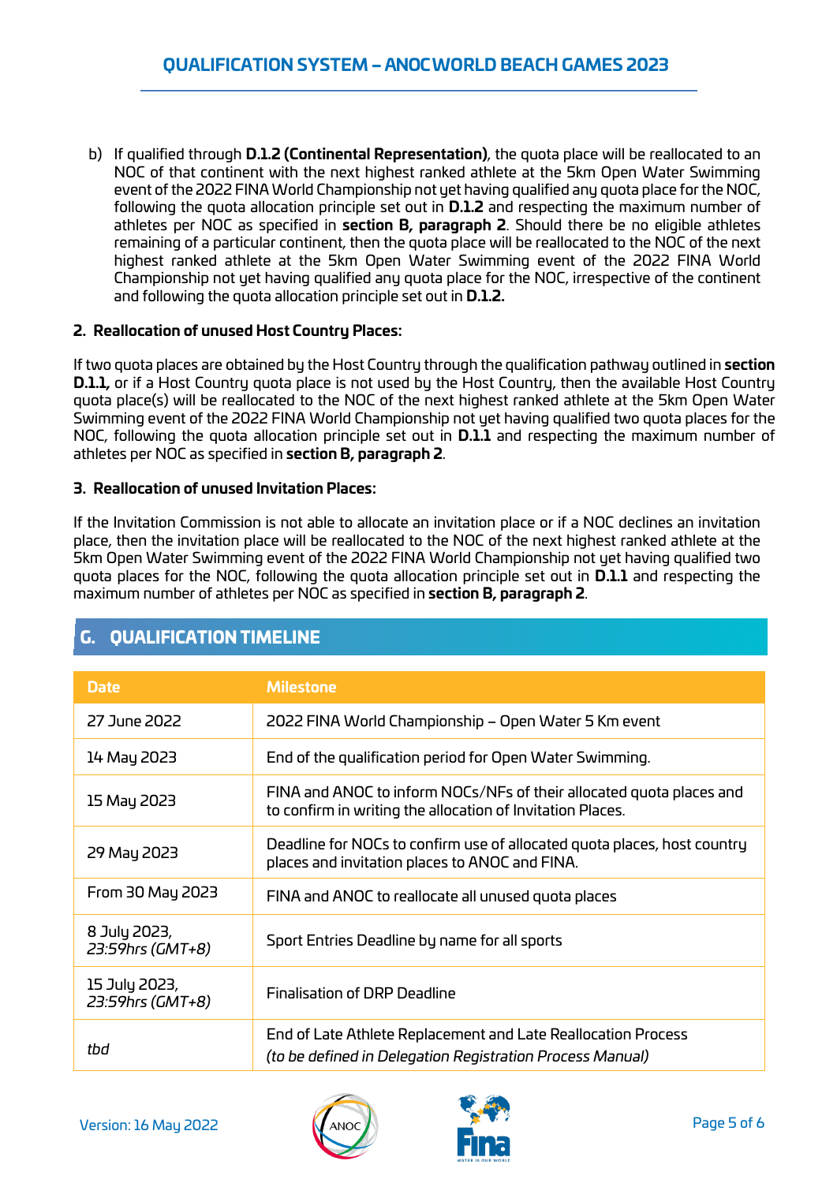b) If qualified through **D.1.2 (Continental Representation)**, the quota place will be reallocated to an NOC of that continent with the next highest ranked athlete at the 5km Open Water Swimming event of the 2022 FINA World Championship not yet having qualified any quota place for the NOC, following the quota allocation principle set out in **D.1.2** and respecting the maximum number of athletes per NOC as specified in **section B, paragraph 2**. Should there be no eligible athletes remaining of a particular continent, then the quota place will be reallocated to the NOC of the next highest ranked athlete at the 5km Open Water Swimming event of the 2022 FINA World Championship not yet having qualified any quota place for the NOC, irrespective of the continent and following the quota allocation principle set out in **D.1.2.**

### 2. Reallocation of unused Host Country Places:

If two quota places are obtained by the Host Country through the qualification pathway outlined in **section D.1.1,** or if a Host Country quota place is not used by the Host Country, then the available Host Country quota place(s) will be reallocated to the NOC of the next highest ranked athlete at the 5km Open Water Swimming event of the 2022 FINA World Championship not yet having qualified two quota places for the NOC, following the quota allocation principle set out in **D.1.1** and respecting the maximum number of athletes per NOC as specified in **section B, paragraph 2**.

### 3. Reallocation of unused Invitation Places:

If the Invitation Commission is not able to allocate an invitation place or if a NOC declines an invitation place, then the invitation place will be reallocated to the NOC of the next highest ranked athlete at the 5km Open Water Swimming event of the 2022 FINA World Championship not yet having qualified two quota places for the NOC, following the quota allocation principle set out in **D.1.1** and respecting the maximum number of athletes per NOC as specified in **section B, paragraph 2**.

## G. QUALIFICATION TIMELINE

| Date | Milestone |
|---|---|
| 27 June 2022 | 2022 FINA World Championship – Open Water 5 Km event |
| 14 May 2023 | End of the qualification period for Open Water Swimming. |
| 15 May 2023 | FINA and ANOC to inform NOCs/NFs of their allocated quota places and to confirm in writing the allocation of Invitation Places. |
| 29 May 2023 | Deadline for NOCs to confirm use of allocated quota places, host country places and invitation places to ANOC and FINA. |
| From 30 May 2023 | FINA and ANOC to reallocate all unused quota places |
| 8 July 2023, *23:59hrs (GMT+8)* | Sport Entries Deadline by name for all sports |
| 15 July 2023, *23:59hrs (GMT+8)* | Finalisation of DRP Deadline |
| *tbd* | End of Late Athlete Replacement and Late Reallocation Process *(to be defined in Delegation Registration Process Manual)* |

Version: 16 May 2022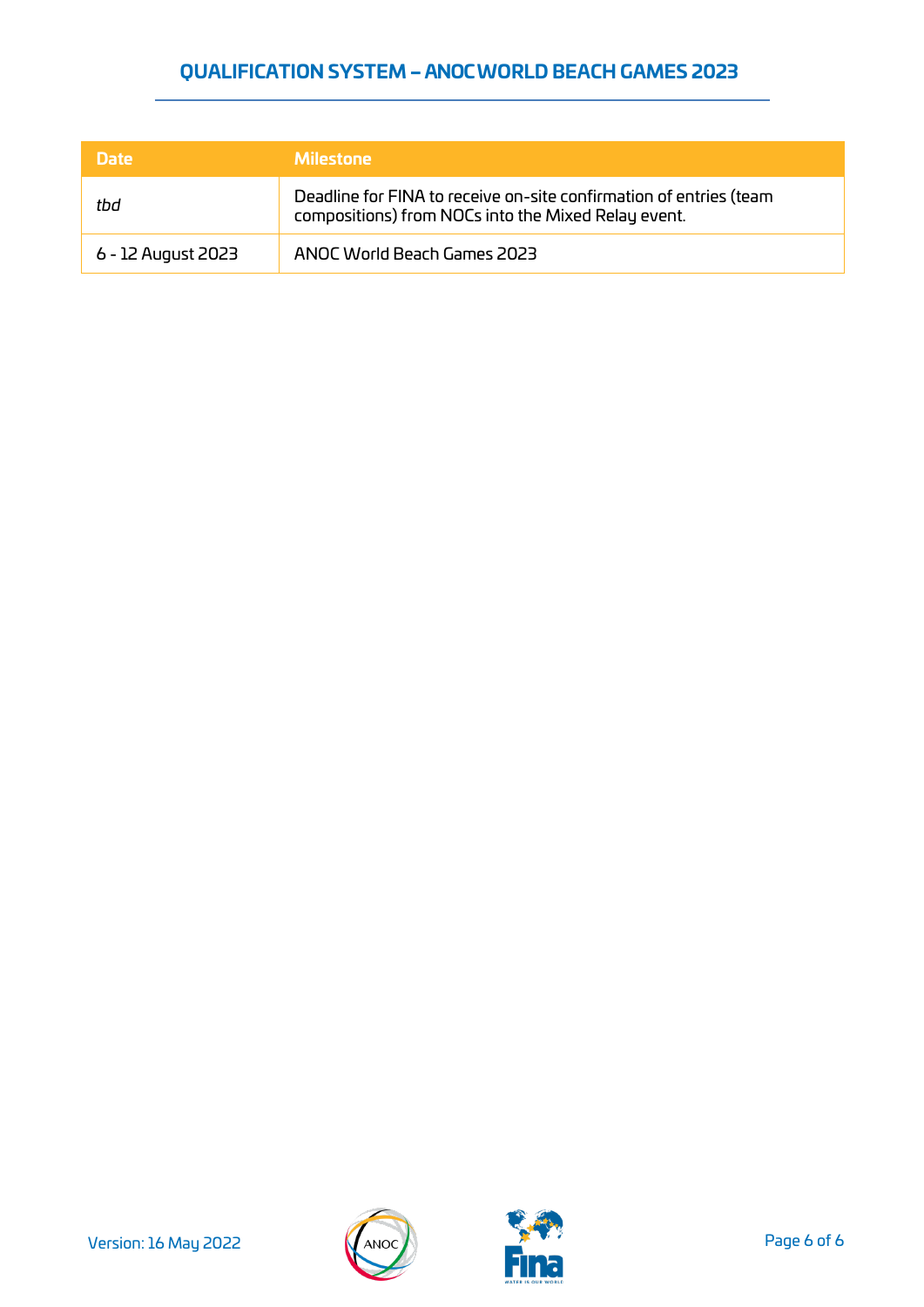| Date | Milestone |
|---|---|
| *tbd* | Deadline for FINA to receive on-site confirmation of entries (team compositions) from NOCs into the Mixed Relay event. |
| 6 - 12 August 2023 | ANOC World Beach Games 2023 |